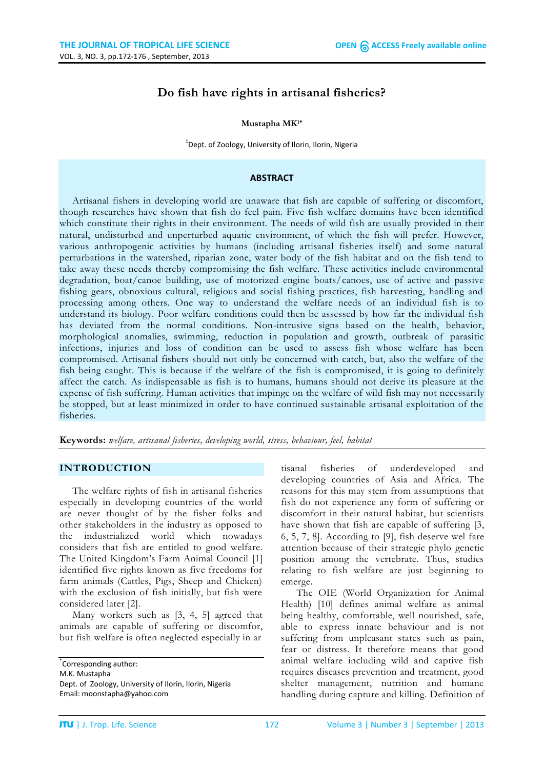# Do fish have rights in artisanal fisheries?

**Mustapha MK[1*]**

[1]Dept. of Zoology, University of Ilorin, Ilorin, Nigeria

## ABSTRACT

Artisanal fishers in developing world are unaware that fish are capable of suffering or discomfort, though researches have shown that fish do feel pain. Five fish welfare domains have been identified which constitute their rights in their environment. The needs of wild fish are usually provided in their natural, undisturbed and unperturbed aquatic environment, of which the fish will prefer. However, various anthropogenic activities by humans (including artisanal fisheries itself) and some natural perturbations in the watershed, riparian zone, water body of the fish habitat and on the fish tend to take away these needs thereby compromising the fish welfare. These activities include environmental degradation, boat/canoe building, use of motorized engine boats/canoes, use of active and passive fishing gears, obnoxious cultural, religious and social fishing practices, fish harvesting, handling and processing among others. One way to understand the welfare needs of an individual fish is to understand its biology. Poor welfare conditions could then be assessed by how far the individual fish has deviated from the normal conditions. Non-intrusive signs based on the health, behavior, morphological anomalies, swimming, reduction in population and growth, outbreak of parasitic infections, injuries and loss of condition can be used to assess fish whose welfare has been compromised. Artisanal fishers should not only be concerned with catch, but, also the welfare of the fish being caught. This is because if the welfare of the fish is compromised, it is going to definitely affect the catch. As indispensable as fish is to humans, humans should not derive its pleasure at the expense of fish suffering. Human activities that impinge on the welfare of wild fish may not necessarily be stopped, but at least minimized in order to have continued sustainable artisanal exploitation of the fisheries.

**Keywords:** *welfare, artisanal fisheries, developing world, stress, behaviour, feel, habitat*

## INTRODUCTION

The welfare rights of fish in artisanal fisheries especially in developing countries of the world are never thought of by the fisher folks and other stakeholders in the industry as opposed to the industrialized world which nowadays considers that fish are entitled to good welfare. The United Kingdom's Farm Animal Council [1] identified five rights known as five freedoms for farm animals (Cattles, Pigs, Sheep and Chicken) with the exclusion of fish initially, but fish were considered later [2].

Many workers such as [3, 4, 5] agreed that animals are capable of suffering or discomfor, but fish welfare is often neglected especially in artisanal fisheries of underdeveloped and developing countries of Asia and Africa. The reasons for this may stem from assumptions that fish do not experience any form of suffering or discomfort in their natural habitat, but scientists have shown that fish are capable of suffering [3, 6, 5, 7, 8]. According to [9], fish deserve wel fare attention because of their strategic phylo genetic position among the vertebrate. Thus, studies relating to fish welfare are just beginning to emerge.

The OIE (World Organization for Animal Health) [10] defines animal welfare as animal being healthy, comfortable, well nourished, safe, able to express innate behaviour and is not suffering from unpleasant states such as pain, fear or distress. It therefore means that good animal welfare including wild and captive fish requires diseases prevention and treatment, good shelter management, nutrition and humane handling during capture and killing. Definition of

*Corresponding author:
M.K. Mustapha
Dept. of Zoology, University of Ilorin, Ilorin, Nigeria
Email: moonstapha@yahoo.com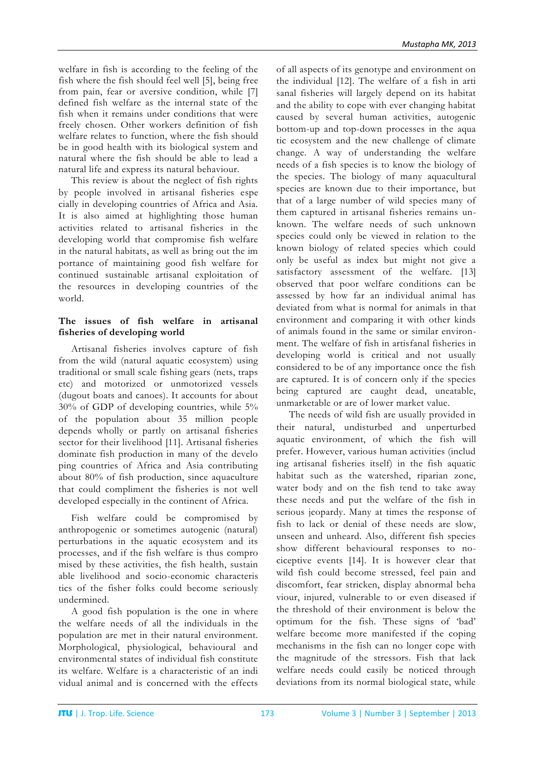welfare in fish is according to the feeling of the fish where the fish should feel well [5], being free from pain, fear or aversive condition, while [7] defined fish welfare as the internal state of the fish when it remains under conditions that were freely chosen. Other workers definition of fish welfare relates to function, where the fish should be in good health with its biological system and natural where the fish should be able to lead a natural life and express its natural behaviour.

This review is about the neglect of fish rights by people involved in artisanal fisheries especially in developing countries of Africa and Asia. It is also aimed at highlighting those human activities related to artisanal fisheries in the developing world that compromise fish welfare in the natural habitats, as well as bring out the importance of maintaining good fish welfare for continued sustainable artisanal exploitation of the resources in developing countries of the world.

**The issues of fish welfare in artisanal fisheries of developing world**

Artisanal fisheries involves capture of fish from the wild (natural aquatic ecosystem) using traditional or small scale fishing gears (nets, traps etc) and motorized or unmotorized vessels (dugout boats and canoes). It accounts for about 30% of GDP of developing countries, while 5% of the population about 35 million people depends wholly or partly on artisanal fisheries sector for their livelihood [11]. Artisanal fisheries dominate fish production in many of the developing countries of Africa and Asia contributing about 80% of fish production, since aquaculture that could compliment the fisheries is not well developed especially in the continent of Africa.

Fish welfare could be compromised by anthropogenic or sometimes autogenic (natural) perturbations in the aquatic ecosystem and its processes, and if the fish welfare is thus compromised by these activities, the fish health, sustainable livelihood and socio-economic characteristics of the fisher folks could become seriously undermined.

A good fish population is the one in where the welfare needs of all the individuals in the population are met in their natural environment. Morphological, physiological, behavioural and environmental states of individual fish constitute its welfare. Welfare is a characteristic of an individual animal and is concerned with the effects of all aspects of its genotype and environment on the individual [12]. The welfare of a fish in artisanal fisheries will largely depend on its habitat and the ability to cope with ever changing habitat caused by several human activities, autogenic bottom-up and top-down processes in the aquatic ecosystem and the new challenge of climate change. A way of understanding the welfare needs of a fish species is to know the biology of the species. The biology of many aquacultural species are known due to their importance, but that of a large number of wild species many of them captured in artisanal fisheries remains unknown. The welfare needs of such unknown species could only be viewed in relation to the known biology of related species which could only be useful as index but might not give a satisfactory assessment of the welfare. [13] observed that poor welfare conditions can be assessed by how far an individual animal has deviated from what is normal for animals in that environment and comparing it with other kinds of animals found in the same or similar environment. The welfare of fish in artisfanal fisheries in developing world is critical and not usually considered to be of any importance once the fish are captured. It is of concern only if the species being captured are caught dead, uneatable, unmarketable or are of lower market value.

The needs of wild fish are usually provided in their natural, undisturbed and unperturbed aquatic environment, of which the fish will prefer. However, various human activities (including artisanal fisheries itself) in the fish aquatic habitat such as the watershed, riparian zone, water body and on the fish tend to take away these needs and put the welfare of the fish in serious jeopardy. Many at times the response of fish to lack or denial of these needs are slow, unseen and unheard. Also, different fish species show different behavioural responses to nociceptive events [14]. It is however clear that wild fish could become stressed, feel pain and discomfort, fear stricken, display abnormal behaviour, injured, vulnerable to or even diseased if the threshold of their environment is below the optimum for the fish. These signs of 'bad' welfare become more manifested if the coping mechanisms in the fish can no longer cope with the magnitude of the stressors. Fish that lack welfare needs could easily be noticed through deviations from its normal biological state, while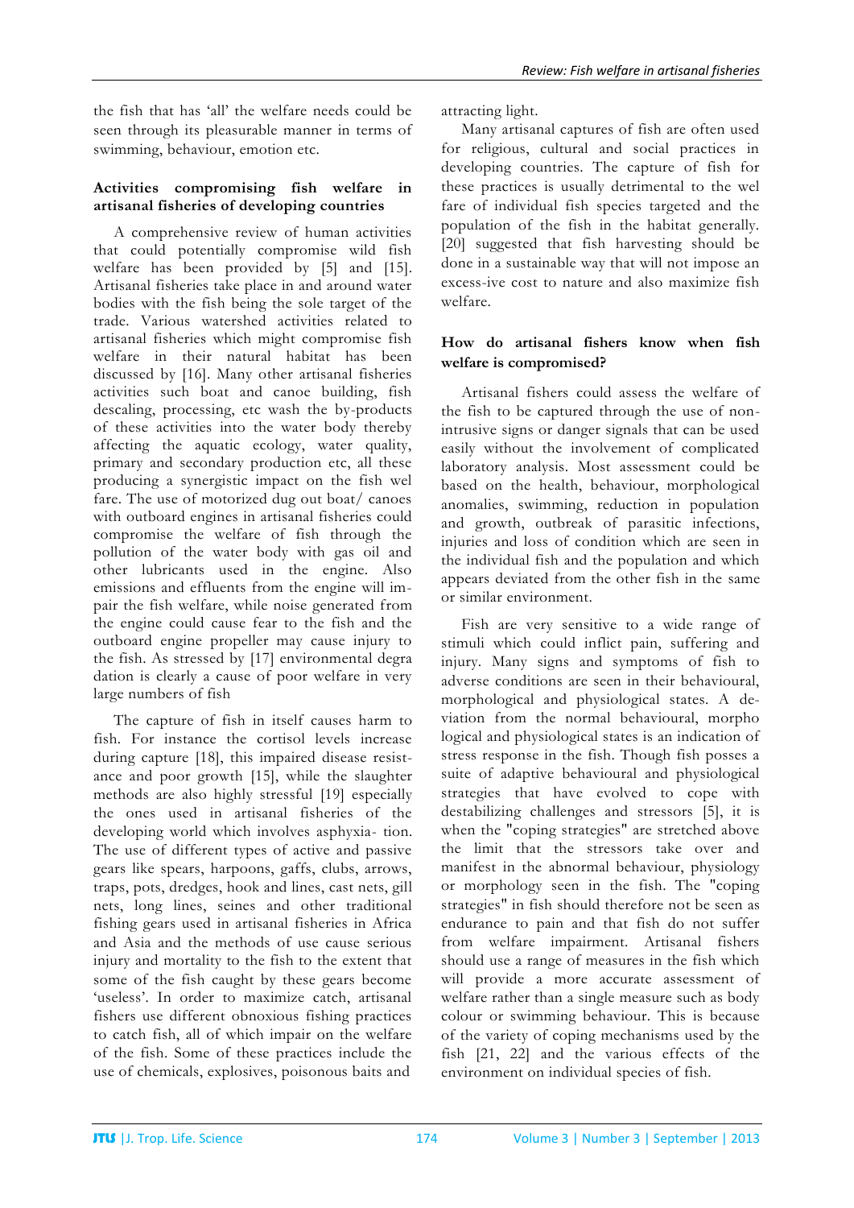the fish that has 'all' the welfare needs could be seen through its pleasurable manner in terms of swimming, behaviour, emotion etc.

**Activities compromising fish welfare in artisanal fisheries of developing countries**

A comprehensive review of human activities that could potentially compromise wild fish welfare has been provided by [5] and [15]. Artisanal fisheries take place in and around water bodies with the fish being the sole target of the trade. Various watershed activities related to artisanal fisheries which might compromise fish welfare in their natural habitat has been discussed by [16]. Many other artisanal fisheries activities such boat and canoe building, fish descaling, processing, etc wash the by-products of these activities into the water body thereby affecting the aquatic ecology, water quality, primary and secondary production etc, all these producing a synergistic impact on the fish wel fare. The use of motorized dug out boat/ canoes with outboard engines in artisanal fisheries could compromise the welfare of fish through the pollution of the water body with gas oil and other lubricants used in the engine. Also emissions and effluents from the engine will im-pair the fish welfare, while noise generated from the engine could cause fear to the fish and the outboard engine propeller may cause injury to the fish. As stressed by [17] environmental degra dation is clearly a cause of poor welfare in very large numbers of fish

The capture of fish in itself causes harm to fish. For instance the cortisol levels increase during capture [18], this impaired disease resist-ance and poor growth [15], while the slaughter methods are also highly stressful [19] especially the ones used in artisanal fisheries of the developing world which involves asphyxia- tion. The use of different types of active and passive gears like spears, harpoons, gaffs, clubs, arrows, traps, pots, dredges, hook and lines, cast nets, gill nets, long lines, seines and other traditional fishing gears used in artisanal fisheries in Africa and Asia and the methods of use cause serious injury and mortality to the fish to the extent that some of the fish caught by these gears become 'useless'. In order to maximize catch, artisanal fishers use different obnoxious fishing practices to catch fish, all of which impair on the welfare of the fish. Some of these practices include the use of chemicals, explosives, poisonous baits and attracting light.

Many artisanal captures of fish are often used for religious, cultural and social practices in developing countries. The capture of fish for these practices is usually detrimental to the wel fare of individual fish species targeted and the population of the fish in the habitat generally. [20] suggested that fish harvesting should be done in a sustainable way that will not impose an excess-ive cost to nature and also maximize fish welfare.

**How do artisanal fishers know when fish welfare is compromised?**

Artisanal fishers could assess the welfare of the fish to be captured through the use of non-intrusive signs or danger signals that can be used easily without the involvement of complicated laboratory analysis. Most assessment could be based on the health, behaviour, morphological anomalies, swimming, reduction in population and growth, outbreak of parasitic infections, injuries and loss of condition which are seen in the individual fish and the population and which appears deviated from the other fish in the same or similar environment.

Fish are very sensitive to a wide range of stimuli which could inflict pain, suffering and injury. Many signs and symptoms of fish to adverse conditions are seen in their behavioural, morphological and physiological states. A de-viation from the normal behavioural, morpho logical and physiological states is an indication of stress response in the fish. Though fish posses a suite of adaptive behavioural and physiological strategies that have evolved to cope with destabilizing challenges and stressors [5], it is when the "coping strategies" are stretched above the limit that the stressors take over and manifest in the abnormal behaviour, physiology or morphology seen in the fish. The "coping strategies" in fish should therefore not be seen as endurance to pain and that fish do not suffer from welfare impairment. Artisanal fishers should use a range of measures in the fish which will provide a more accurate assessment of welfare rather than a single measure such as body colour or swimming behaviour. This is because of the variety of coping mechanisms used by the fish [21, 22] and the various effects of the environment on individual species of fish.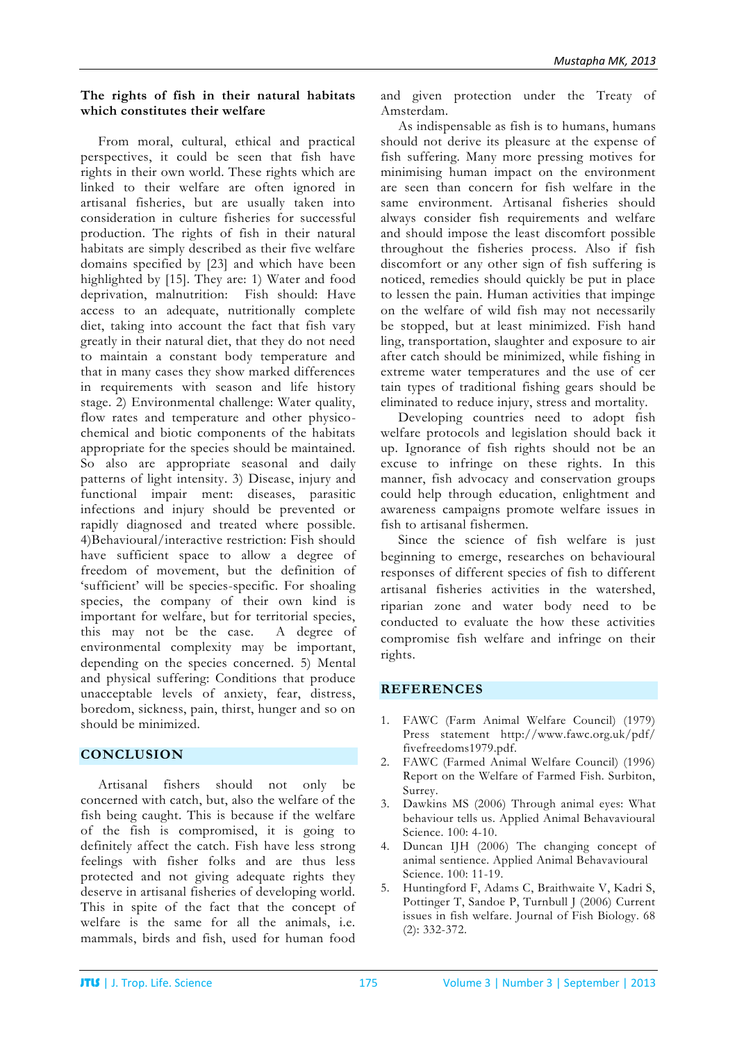**The rights of fish in their natural habitats which constitutes their welfare**

From moral, cultural, ethical and practical perspectives, it could be seen that fish have rights in their own world. These rights which are linked to their welfare are often ignored in artisanal fisheries, but are usually taken into consideration in culture fisheries for successful production. The rights of fish in their natural habitats are simply described as their five welfare domains specified by [23] and which have been highlighted by [15]. They are: 1) Water and food deprivation, malnutrition: Fish should: Have access to an adequate, nutritionally complete diet, taking into account the fact that fish vary greatly in their natural diet, that they do not need to maintain a constant body temperature and that in many cases they show marked differences in requirements with season and life history stage. 2) Environmental challenge: Water quality, flow rates and temperature and other physico-chemical and biotic components of the habitats appropriate for the species should be maintained. So also are appropriate seasonal and daily patterns of light intensity. 3) Disease, injury and functional impair ment: diseases, parasitic infections and injury should be prevented or rapidly diagnosed and treated where possible. 4)Behavioural/interactive restriction: Fish should have sufficient space to allow a degree of freedom of movement, but the definition of 'sufficient' will be species-specific. For shoaling species, the company of their own kind is important for welfare, but for territorial species, this may not be the case. A degree of environmental complexity may be important, depending on the species concerned. 5) Mental and physical suffering: Conditions that produce unacceptable levels of anxiety, fear, distress, boredom, sickness, pain, thirst, hunger and so on should be minimized.

## CONCLUSION

Artisanal fishers should not only be concerned with catch, but, also the welfare of the fish being caught. This is because if the welfare of the fish is compromised, it is going to definitely affect the catch. Fish have less strong feelings with fisher folks and are thus less protected and not giving adequate rights they deserve in artisanal fisheries of developing world. This in spite of the fact that the concept of welfare is the same for all the animals, i.e. mammals, birds and fish, used for human food and given protection under the Treaty of Amsterdam.

As indispensable as fish is to humans, humans should not derive its pleasure at the expense of fish suffering. Many more pressing motives for minimising human impact on the environment are seen than concern for fish welfare in the same environment. Artisanal fisheries should always consider fish requirements and welfare and should impose the least discomfort possible throughout the fisheries process. Also if fish discomfort or any other sign of fish suffering is noticed, remedies should quickly be put in place to lessen the pain. Human activities that impinge on the welfare of wild fish may not necessarily be stopped, but at least minimized. Fish hand ling, transportation, slaughter and exposure to air after catch should be minimized, while fishing in extreme water temperatures and the use of cer tain types of traditional fishing gears should be eliminated to reduce injury, stress and mortality.

Developing countries need to adopt fish welfare protocols and legislation should back it up. Ignorance of fish rights should not be an excuse to infringe on these rights. In this manner, fish advocacy and conservation groups could help through education, enlightment and awareness campaigns promote welfare issues in fish to artisanal fishermen.

Since the science of fish welfare is just beginning to emerge, researches on behavioural responses of different species of fish to different artisanal fisheries activities in the watershed, riparian zone and water body need to be conducted to evaluate the how these activities compromise fish welfare and infringe on their rights.

## REFERENCES

1. FAWC (Farm Animal Welfare Council) (1979) Press statement http://www.fawc.org.uk/pdf/ fivefreedoms1979.pdf.
2. FAWC (Farmed Animal Welfare Council) (1996) Report on the Welfare of Farmed Fish. Surbiton, Surrey.
3. Dawkins MS (2006) Through animal eyes: What behaviour tells us. Applied Animal Behavavioural Science. 100: 4-10.
4. Duncan IJH (2006) The changing concept of animal sentience. Applied Animal Behavavioural Science. 100: 11-19.
5. Huntingford F, Adams C, Braithwaite V, Kadri S, Pottinger T, Sandoe P, Turnbull J (2006) Current issues in fish welfare. Journal of Fish Biology. 68 (2): 332-372.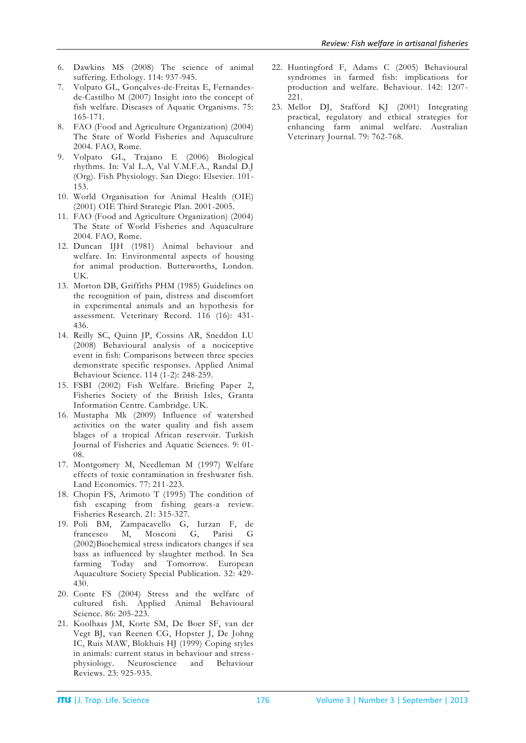6. Dawkins MS (2008) The science of animal suffering. Ethology. 114: 937-945.
7. Volpato GL, Gonçalves-de-Freitas E, Fernandes-de-Castilho M (2007) Insight into the concept of fish welfare. Diseases of Aquatic Organisms. 75: 165-171.
8. FAO (Food and Agriculture Organization) (2004) The State of World Fisheries and Aquaculture 2004. FAO, Rome.
9. Volpato GL, Trajano E (2006) Biological rhythms. In: Val L.A, Val V.M.F.A., Randal D.J (Org). Fish Physiology. San Diego: Elsevier. 101-153.
10. World Organisation for Animal Health (OIE) (2001) OIE Third Strategic Plan. 2001-2005.
11. FAO (Food and Agriculture Organization) (2004) The State of World Fisheries and Aquaculture 2004. FAO, Rome.
12. Duncan IJH (1981) Animal behaviour and welfare. In: Environmental aspects of housing for animal production. Butterworths, London. UK.
13. Morton DB, Griffiths PHM (1985) Guidelines on the recognition of pain, distress and discomfort in experimental animals and an hypothesis for assessment. Veterinary Record. 116 (16): 431-436.
14. Reilly SC, Quinn JP, Cossins AR, Sneddon LU (2008) Behavioural analysis of a nociceptive event in fish: Comparisons between three species demonstrate specific responses. Applied Animal Behaviour Science. 114 (1-2): 248-259.
15. FSBI (2002) Fish Welfare. Briefing Paper 2, Fisheries Society of the British Isles, Granta Information Centre. Cambridge. UK.
16. Mustapha Mk (2009) Influence of watershed activities on the water quality and fish assem blages of a tropical African reservoir. Turkish Journal of Fisheries and Aquatic Sciences. 9: 01-08.
17. Montgomery M, Needleman M (1997) Welfare effects of toxic contamination in freshwater fish. Land Economics. 77: 211-223.
18. Chopin FS, Arimoto T (1995) The condition of fish escaping from fishing gears-a review. Fisheries Research. 21: 315-327.
19. Poli BM, Zampacavello G, Iurzan F, de francesco M, Mosconi G, Parisi G (2002)Biochemical stress indicators changes if sea bass as influenced by slaughter method. In Sea farming Today and Tomorrow. European Aquaculture Society Special Publication. 32: 429-430.
20. Conte FS (2004) Stress and the welfare of cultured fish. Applied Animal Behavioural Science. 86: 205-223.
21. Koolhaas JM, Korte SM, De Boer SF, van der Vegt BJ, van Reenen CG, Hopster J, De Johng IC, Ruis MAW, Blokhuis HJ (1999) Coping styles in animals: current status in behaviour and stress-physiology. Neuroscience and Behaviour Reviews. 23: 925-935.
22. Huntingford F, Adams C (2005) Behavioural syndromes in farmed fish: implications for production and welfare. Behaviour. 142: 1207-221.
23. Mellor DJ, Stafford KJ (2001) Integrating practical, regulatory and ethical strategies for enhancing farm animal welfare. Australian Veterinary Journal. 79: 762-768.